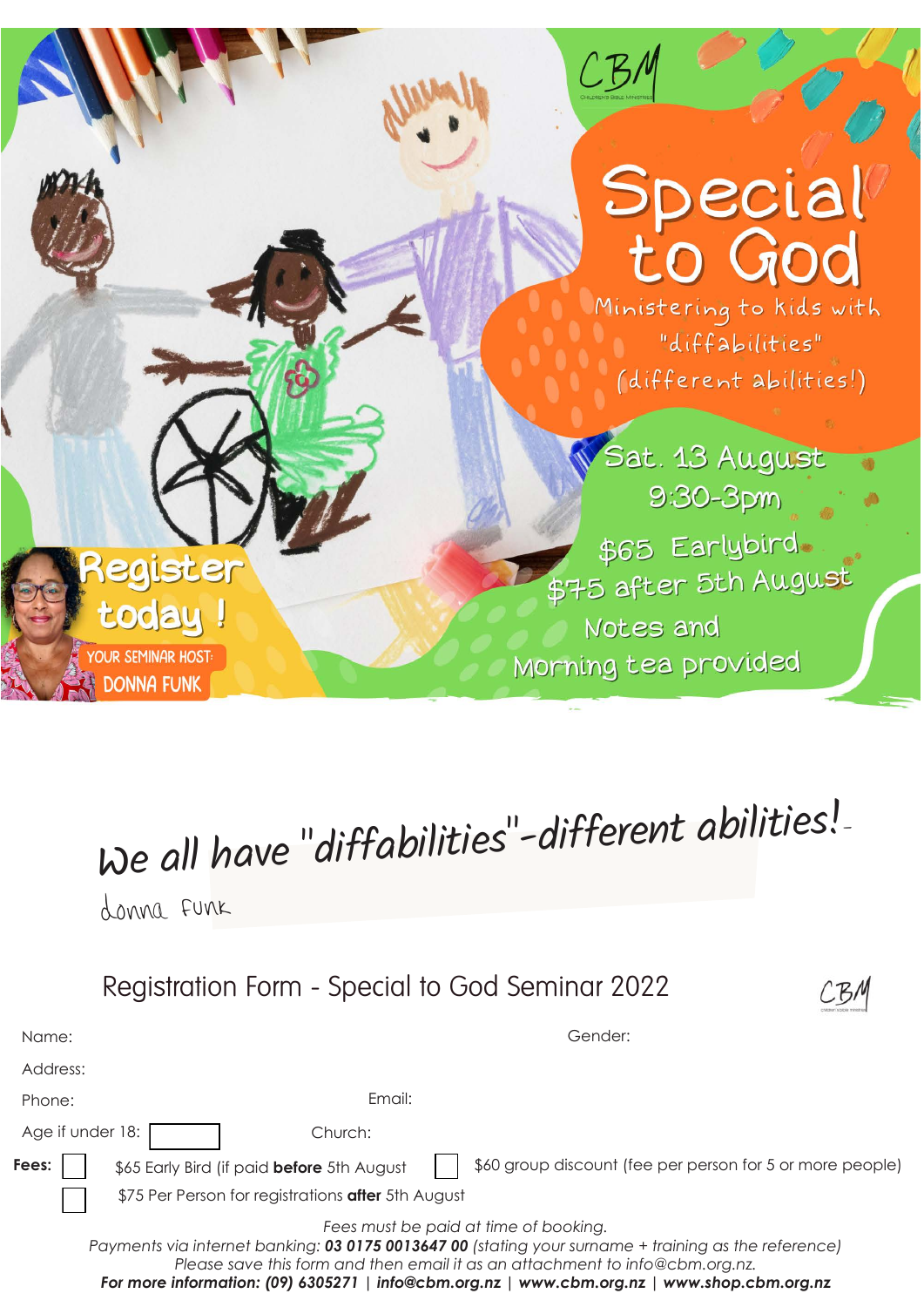CBM

# Special to God

Ministering to kids with "diffabilities" (different abilities!)

Sat. 13 August
9:30-3pm

$65 Earlybird
$75 after 5th August

Notes and Morning tea provided

Register today !

YOUR SEMINAR HOST:
DONNA FUNK

*We all have "diffabilities"-different abilities!*

donna funk

## Registration Form - Special to God Seminar 2022

CBM

Name: Gender:

Address:

Phone: Email:

Age if under 18: ☐ Church:

**Fees:** ☐ $65 Early Bird (if paid **before** 5th August ☐ $60 group discount (fee per person for 5 or more people)

☐ $75 Per Person for registrations **after** 5th August

*Fees must be paid at time of booking.*
*Payments via internet banking: **03 0175 0013647 00** (stating your surname + training as the reference)*
*Please save this form and then email it as an attachment to info@cbm.org.nz.*
***For more information: (09) 6305271 | info@cbm.org.nz | www.cbm.org.nz | www.shop.cbm.org.nz***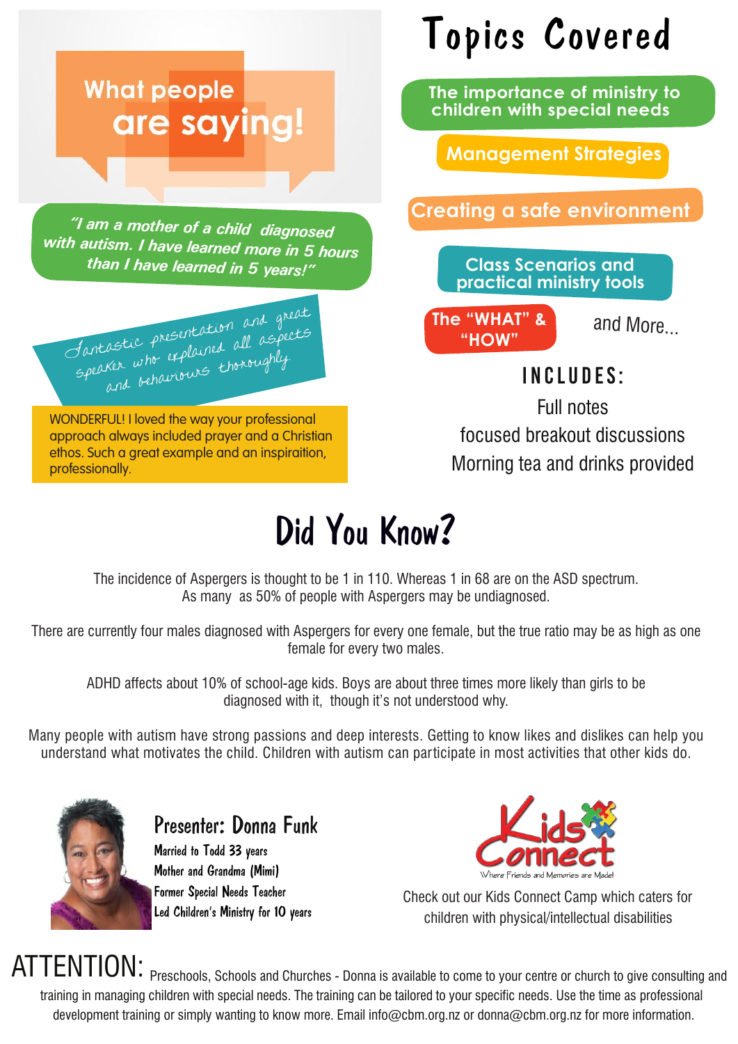## What people are saying!

*"I am a mother of a child diagnosed with autism. I have learned more in 5 hours than I have learned in 5 years!"*

*Fantastic presentation and great speaker who explained all aspects and behaviours thoroughly.*

WONDERFUL! I loved the way your professional approach always included prayer and a Christian ethos. Such a great example and an inspiraition, professionally.

# Topics Covered

- The importance of ministry to children with special needs
- Management Strategies
- Creating a safe environment
- Class Scenarios and practical ministry tools
- The "WHAT" & "HOW"

and More...

## INCLUDES:

Full notes

focused breakout discussions

Morning tea and drinks provided

# Did You Know?

The incidence of Aspergers is thought to be 1 in 110. Whereas 1 in 68 are on the ASD spectrum. As many as 50% of people with Aspergers may be undiagnosed.

There are currently four males diagnosed with Aspergers for every one female, but the true ratio may be as high as one female for every two males.

ADHD affects about 10% of school-age kids. Boys are about three times more likely than girls to be diagnosed with it, though it's not understood why.

Many people with autism have strong passions and deep interests. Getting to know likes and dislikes can help you understand what motivates the child. Children with autism can participate in most activities that other kids do.

## Presenter: Donna Funk

Married to Todd 33 years

Mother and Grandma (Mimi)

Former Special Needs Teacher

Led Children's Ministry for 10 years

Kids Connect

Where Friends and Memories are Made!

Check out our Kids Connect Camp which caters for children with physical/intellectual disabilities

ATTENTION: Preschools, Schools and Churches - Donna is available to come to your centre or church to give consulting and training in managing children with special needs. The training can be tailored to your specific needs. Use the time as professional development training or simply wanting to know more. Email info@cbm.org.nz or donna@cbm.org.nz for more information.